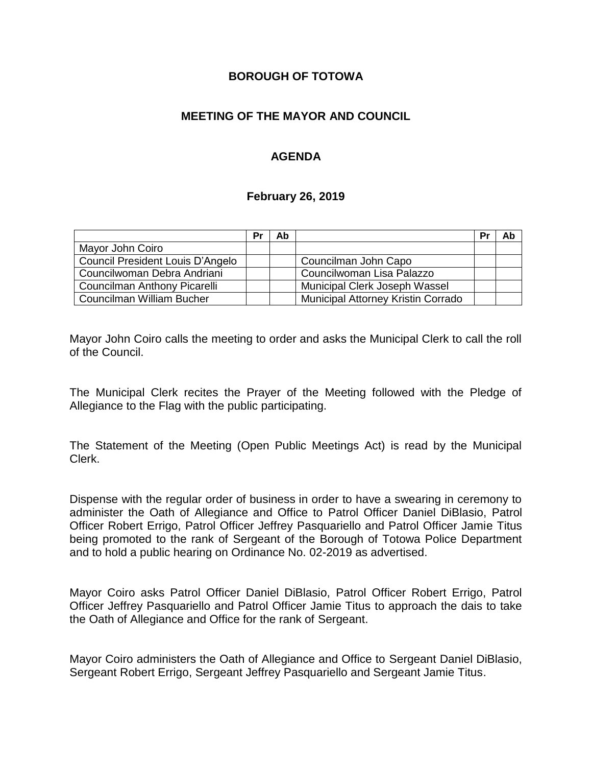# BOROUGH OF TOTOWA

## MEETING OF THE MAYOR AND COUNCIL

## AGENDA

### February 26, 2019

| | Pr | Ab | | Pr | Ab |
|---|---|---|---|---|---|
| Mayor John Coiro | | | | | |
| Council President Louis D'Angelo | | | Councilman John Capo | | |
| Councilwoman Debra Andriani | | | Councilwoman Lisa Palazzo | | |
| Councilman Anthony Picarelli | | | Municipal Clerk Joseph Wassel | | |
| Councilman William Bucher | | | Municipal Attorney Kristin Corrado | | |

Mayor John Coiro calls the meeting to order and asks the Municipal Clerk to call the roll of the Council.

The Municipal Clerk recites the Prayer of the Meeting followed with the Pledge of Allegiance to the Flag with the public participating.

The Statement of the Meeting (Open Public Meetings Act) is read by the Municipal Clerk.

Dispense with the regular order of business in order to have a swearing in ceremony to administer the Oath of Allegiance and Office to Patrol Officer Daniel DiBlasio, Patrol Officer Robert Errigo, Patrol Officer Jeffrey Pasquariello and Patrol Officer Jamie Titus being promoted to the rank of Sergeant of the Borough of Totowa Police Department and to hold a public hearing on Ordinance No. 02-2019 as advertised.

Mayor Coiro asks Patrol Officer Daniel DiBlasio, Patrol Officer Robert Errigo, Patrol Officer Jeffrey Pasquariello and Patrol Officer Jamie Titus to approach the dais to take the Oath of Allegiance and Office for the rank of Sergeant.

Mayor Coiro administers the Oath of Allegiance and Office to Sergeant Daniel DiBlasio, Sergeant Robert Errigo, Sergeant Jeffrey Pasquariello and Sergeant Jamie Titus.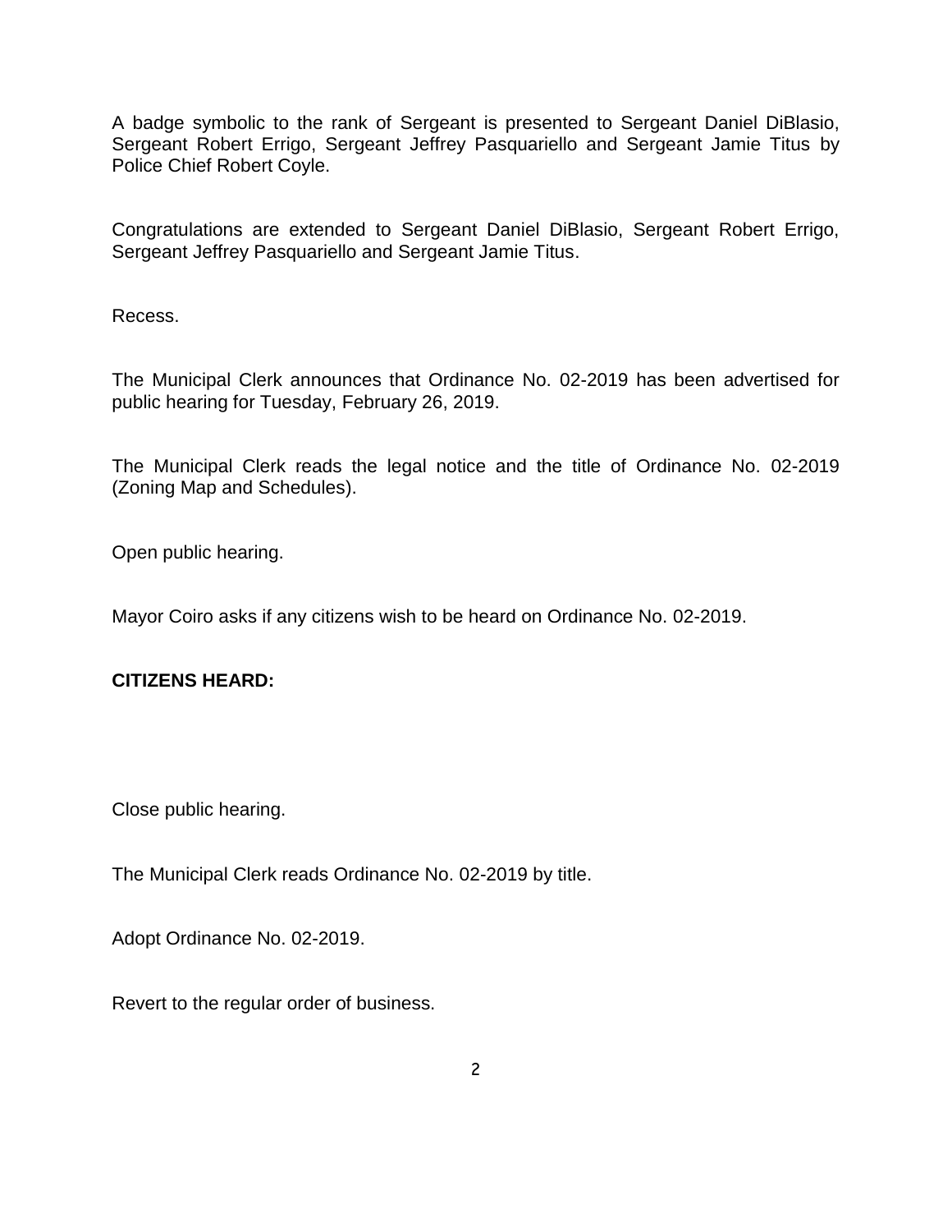A badge symbolic to the rank of Sergeant is presented to Sergeant Daniel DiBlasio, Sergeant Robert Errigo, Sergeant Jeffrey Pasquariello and Sergeant Jamie Titus by Police Chief Robert Coyle.

Congratulations are extended to Sergeant Daniel DiBlasio, Sergeant Robert Errigo, Sergeant Jeffrey Pasquariello and Sergeant Jamie Titus.

Recess.

The Municipal Clerk announces that Ordinance No. 02-2019 has been advertised for public hearing for Tuesday, February 26, 2019.

The Municipal Clerk reads the legal notice and the title of Ordinance No. 02-2019 (Zoning Map and Schedules).

Open public hearing.

Mayor Coiro asks if any citizens wish to be heard on Ordinance No. 02-2019.

**CITIZENS HEARD:**

Close public hearing.

The Municipal Clerk reads Ordinance No. 02-2019 by title.

Adopt Ordinance No. 02-2019.

Revert to the regular order of business.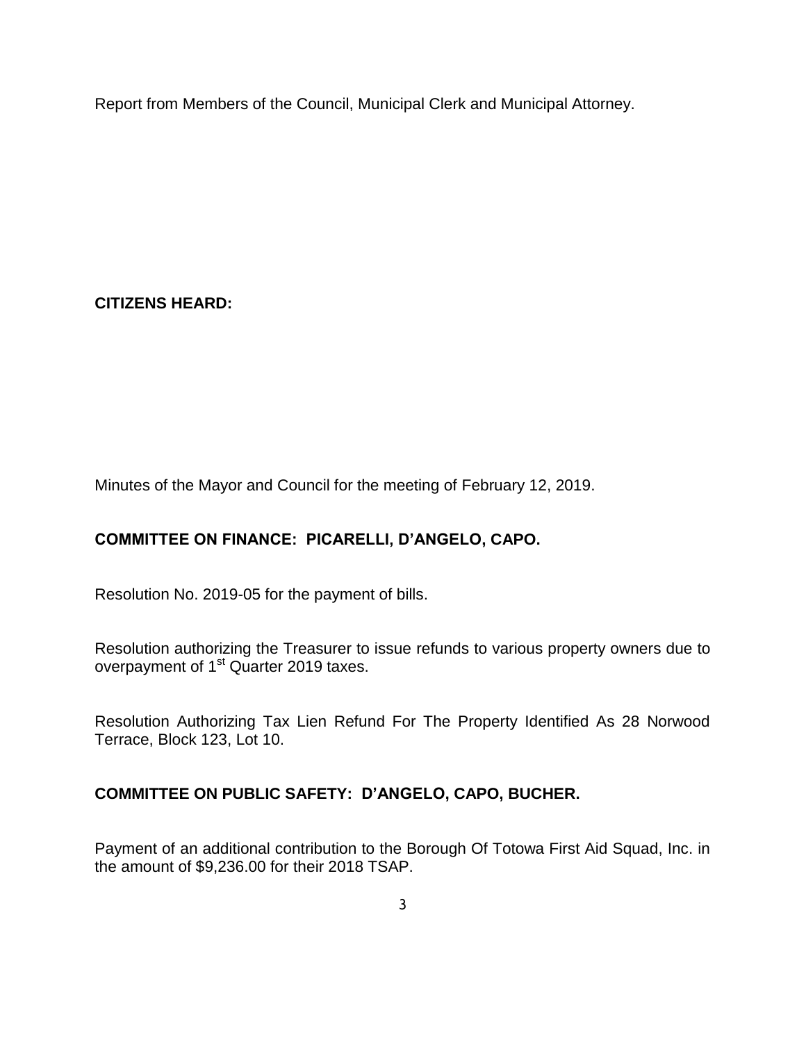Report from Members of the Council, Municipal Clerk and Municipal Attorney.

**CITIZENS HEARD:**

Minutes of the Mayor and Council for the meeting of February 12, 2019.

**COMMITTEE ON FINANCE: PICARELLI, D'ANGELO, CAPO.**

Resolution No. 2019-05 for the payment of bills.

Resolution authorizing the Treasurer to issue refunds to various property owners due to overpayment of 1st Quarter 2019 taxes.

Resolution Authorizing Tax Lien Refund For The Property Identified As 28 Norwood Terrace, Block 123, Lot 10.

**COMMITTEE ON PUBLIC SAFETY: D'ANGELO, CAPO, BUCHER.**

Payment of an additional contribution to the Borough Of Totowa First Aid Squad, Inc. in the amount of $9,236.00 for their 2018 TSAP.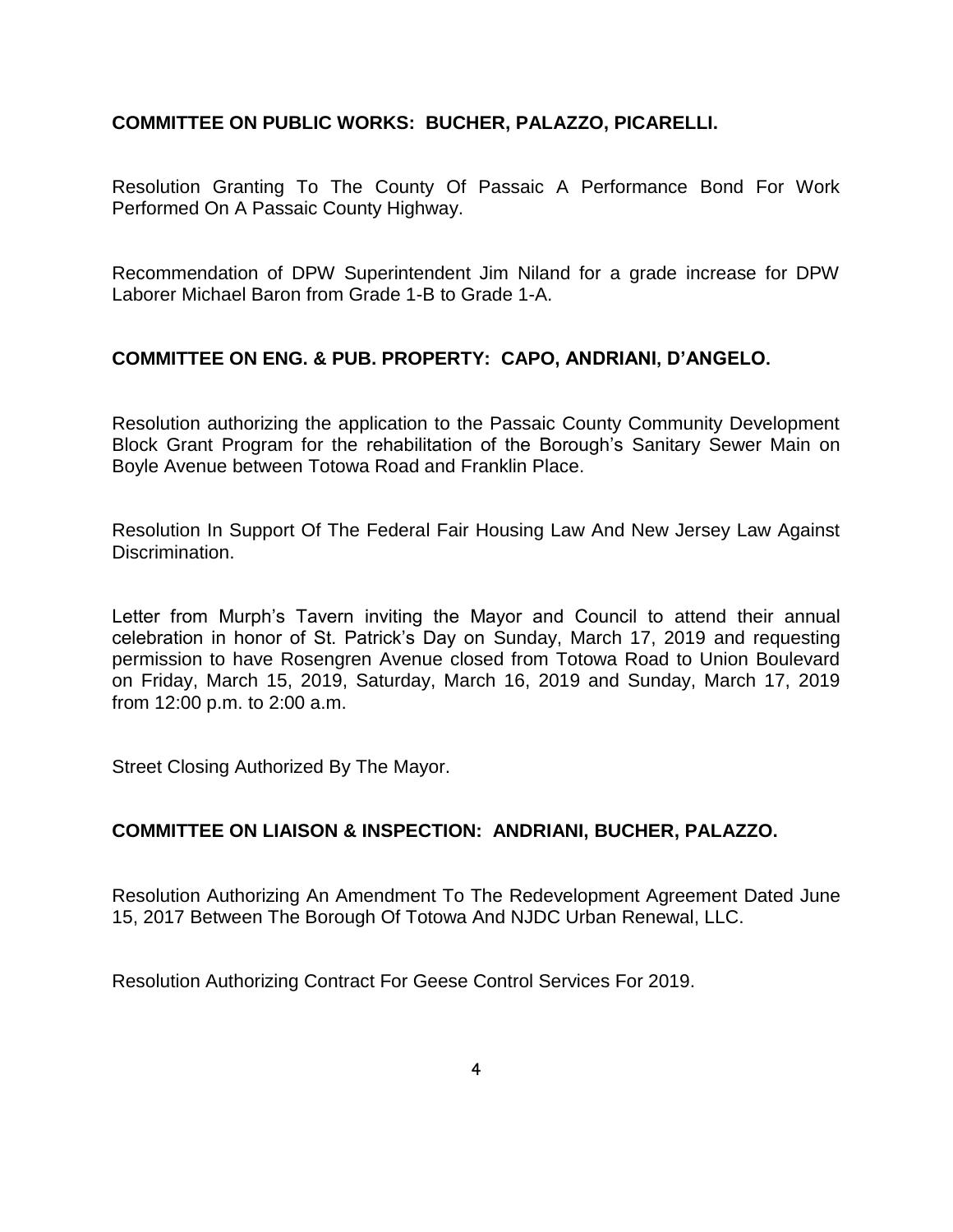**COMMITTEE ON PUBLIC WORKS: BUCHER, PALAZZO, PICARELLI.**

Resolution Granting To The County Of Passaic A Performance Bond For Work Performed On A Passaic County Highway.

Recommendation of DPW Superintendent Jim Niland for a grade increase for DPW Laborer Michael Baron from Grade 1-B to Grade 1-A.

**COMMITTEE ON ENG. & PUB. PROPERTY: CAPO, ANDRIANI, D'ANGELO.**

Resolution authorizing the application to the Passaic County Community Development Block Grant Program for the rehabilitation of the Borough's Sanitary Sewer Main on Boyle Avenue between Totowa Road and Franklin Place.

Resolution In Support Of The Federal Fair Housing Law And New Jersey Law Against Discrimination.

Letter from Murph's Tavern inviting the Mayor and Council to attend their annual celebration in honor of St. Patrick's Day on Sunday, March 17, 2019 and requesting permission to have Rosengren Avenue closed from Totowa Road to Union Boulevard on Friday, March 15, 2019, Saturday, March 16, 2019 and Sunday, March 17, 2019 from 12:00 p.m. to 2:00 a.m.

Street Closing Authorized By The Mayor.

**COMMITTEE ON LIAISON & INSPECTION: ANDRIANI, BUCHER, PALAZZO.**

Resolution Authorizing An Amendment To The Redevelopment Agreement Dated June 15, 2017 Between The Borough Of Totowa And NJDC Urban Renewal, LLC.

Resolution Authorizing Contract For Geese Control Services For 2019.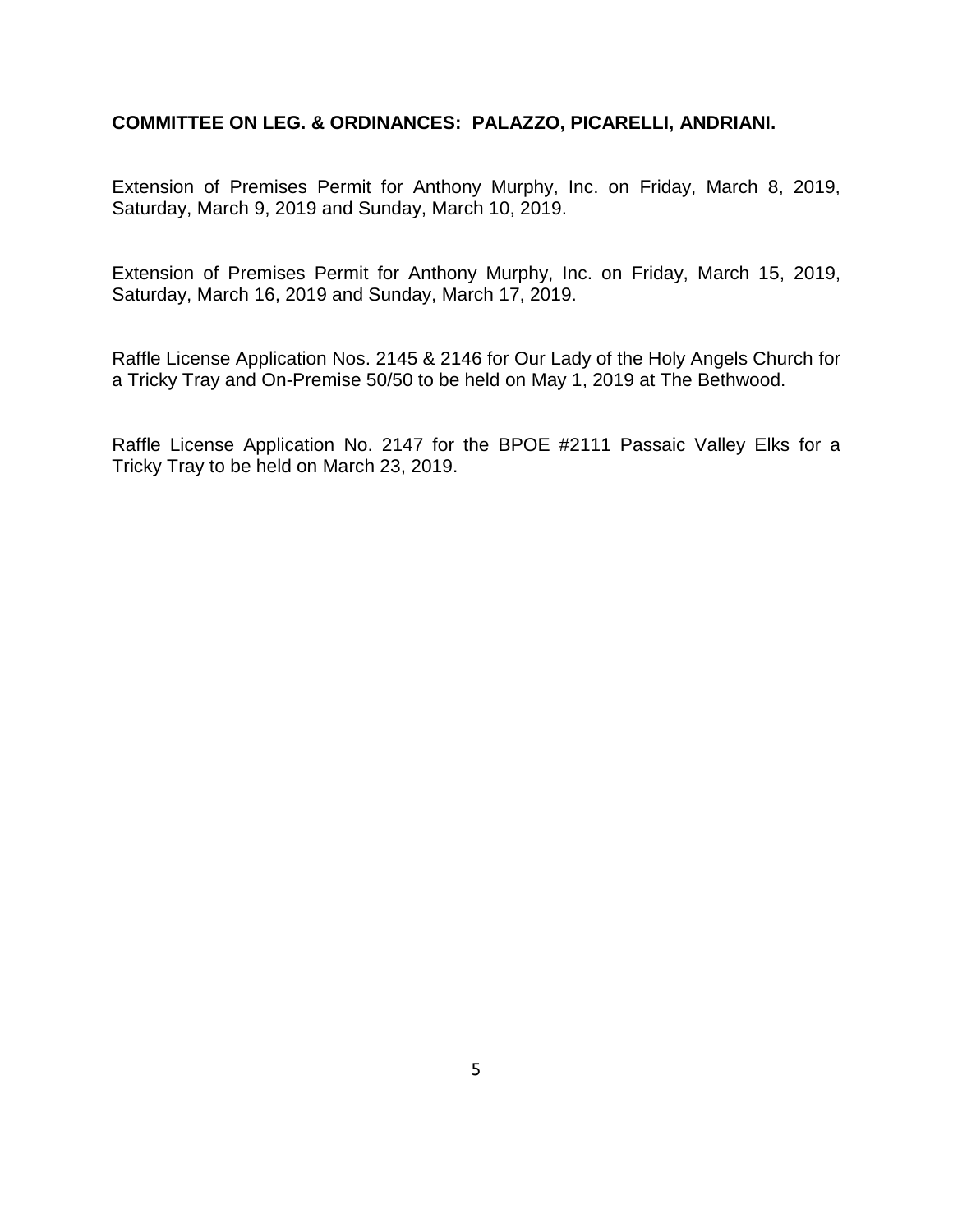**COMMITTEE ON LEG. & ORDINANCES: PALAZZO, PICARELLI, ANDRIANI.**

Extension of Premises Permit for Anthony Murphy, Inc. on Friday, March 8, 2019, Saturday, March 9, 2019 and Sunday, March 10, 2019.

Extension of Premises Permit for Anthony Murphy, Inc. on Friday, March 15, 2019, Saturday, March 16, 2019 and Sunday, March 17, 2019.

Raffle License Application Nos. 2145 & 2146 for Our Lady of the Holy Angels Church for a Tricky Tray and On-Premise 50/50 to be held on May 1, 2019 at The Bethwood.

Raffle License Application No. 2147 for the BPOE #2111 Passaic Valley Elks for a Tricky Tray to be held on March 23, 2019.